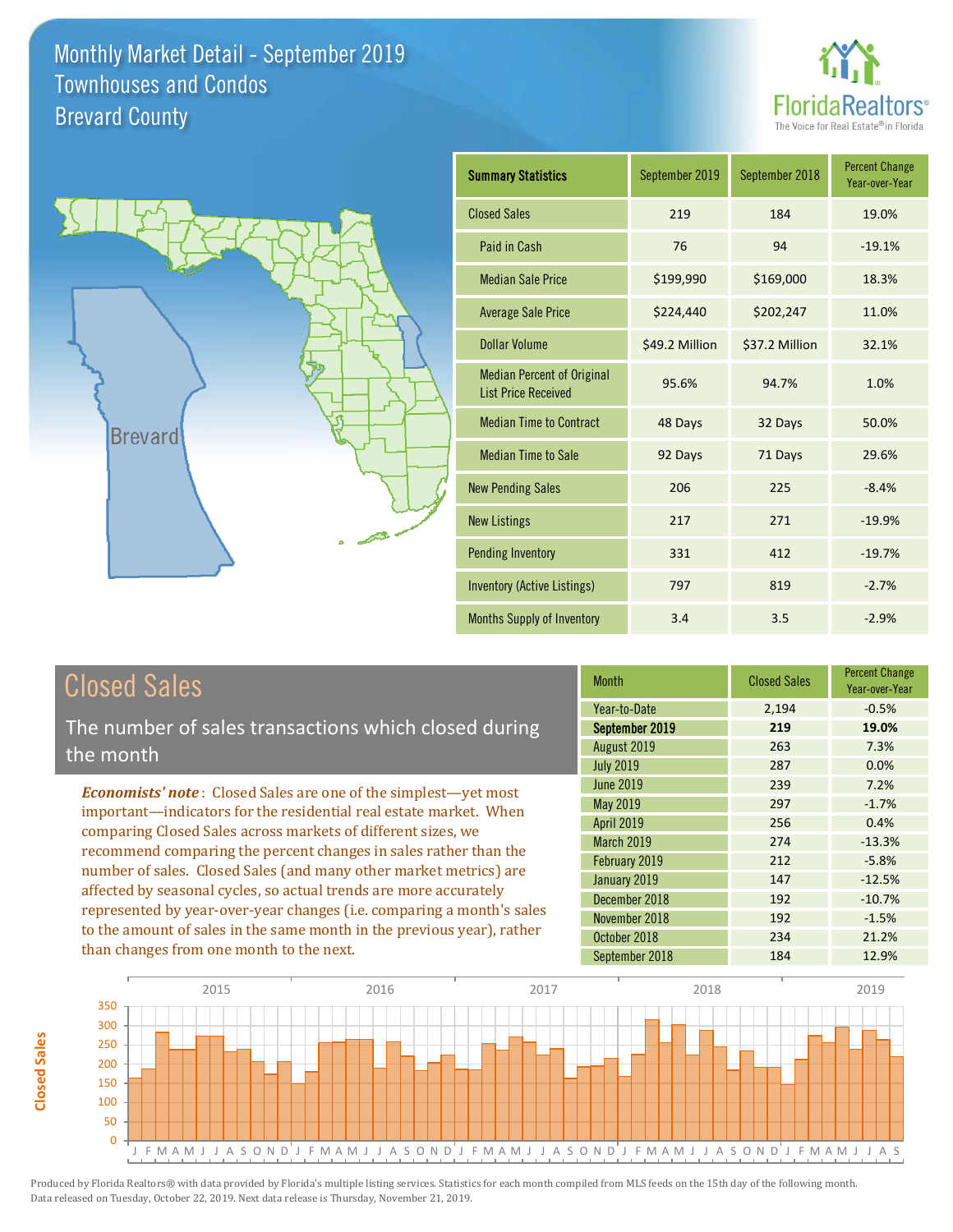# Monthly Market Detail - September 2019
## Townhouses and Condos
## Brevard County

FloridaRealtors® The Voice for Real Estate® in Florida

Brevard

| Summary Statistics | September 2019 | September 2018 | Percent Change Year-over-Year |
|---|---|---|---|
| Closed Sales | 219 | 184 | 19.0% |
| Paid in Cash | 76 | 94 | -19.1% |
| Median Sale Price | $199,990 | $169,000 | 18.3% |
| Average Sale Price | $224,440 | $202,247 | 11.0% |
| Dollar Volume | $49.2 Million | $37.2 Million | 32.1% |
| Median Percent of Original List Price Received | 95.6% | 94.7% | 1.0% |
| Median Time to Contract | 48 Days | 32 Days | 50.0% |
| Median Time to Sale | 92 Days | 71 Days | 29.6% |
| New Pending Sales | 206 | 225 | -8.4% |
| New Listings | 217 | 271 | -19.9% |
| Pending Inventory | 331 | 412 | -19.7% |
| Inventory (Active Listings) | 797 | 819 | -2.7% |
| Months Supply of Inventory | 3.4 | 3.5 | -2.9% |

## Closed Sales

The number of sales transactions which closed during the month

*Economists' note*: Closed Sales are one of the simplest—yet most important—indicators for the residential real estate market. When comparing Closed Sales across markets of different sizes, we recommend comparing the percent changes in sales rather than the number of sales. Closed Sales (and many other market metrics) are affected by seasonal cycles, so actual trends are more accurately represented by year-over-year changes (i.e. comparing a month's sales to the amount of sales in the same month in the previous year), rather than changes from one month to the next.

| Month | Closed Sales | Percent Change Year-over-Year |
|---|---|---|
| Year-to-Date | 2,194 | -0.5% |
| **September 2019** | **219** | **19.0%** |
| August 2019 | 263 | 7.3% |
| July 2019 | 287 | 0.0% |
| June 2019 | 239 | 7.2% |
| May 2019 | 297 | -1.7% |
| April 2019 | 256 | 0.4% |
| March 2019 | 274 | -13.3% |
| February 2019 | 212 | -5.8% |
| January 2019 | 147 | -12.5% |
| December 2018 | 192 | -10.7% |
| November 2018 | 192 | -1.5% |
| October 2018 | 234 | 21.2% |
| September 2018 | 184 | 12.9% |

Produced by Florida Realtors® with data provided by Florida's multiple listing services. Statistics for each month compiled from MLS feeds on the 15th day of the following month. Data released on Tuesday, October 22, 2019. Next data release is Thursday, November 21, 2019.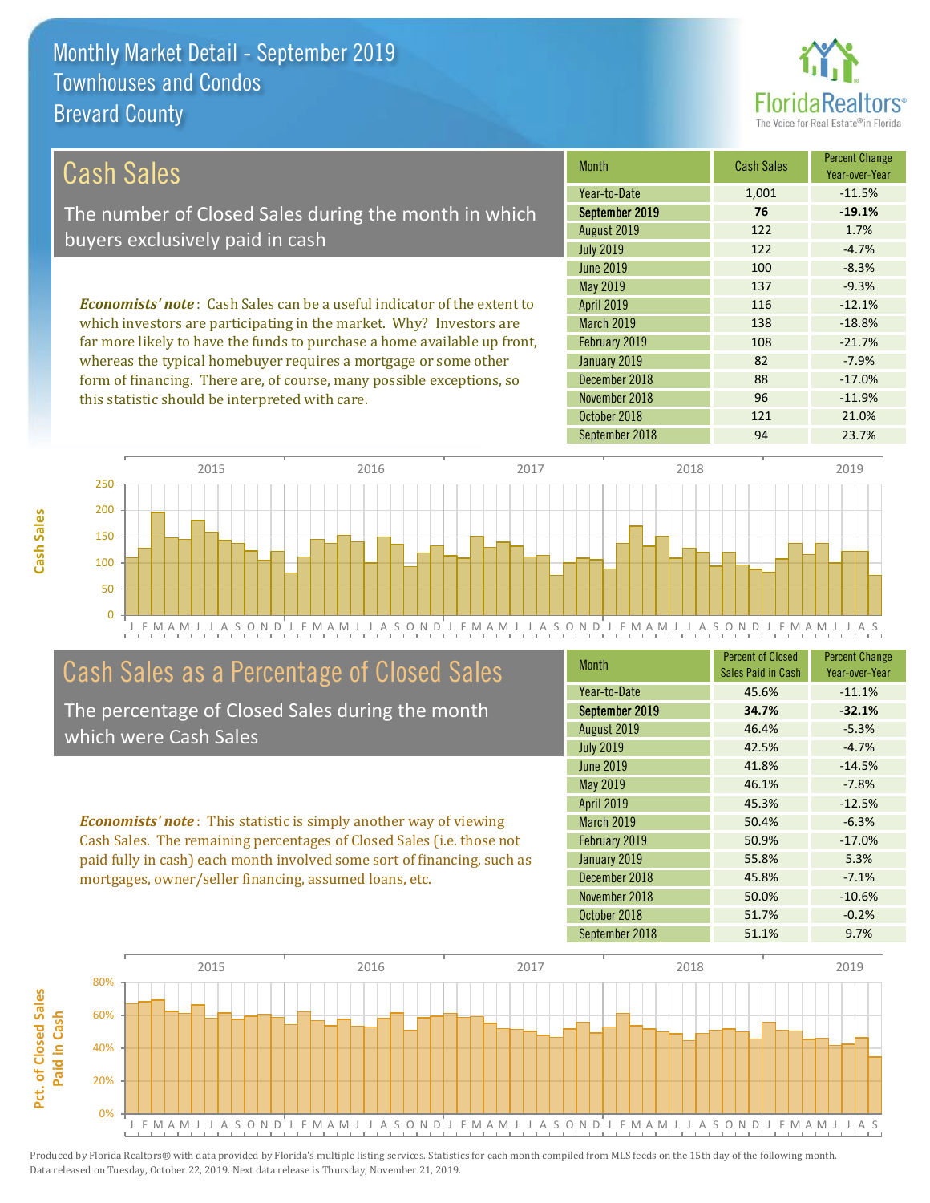# Monthly Market Detail - September 2019
## Townhouses and Condos
## Brevard County

## Cash Sales

The number of Closed Sales during the month in which buyers exclusively paid in cash

***Economists' note***: Cash Sales can be a useful indicator of the extent to which investors are participating in the market. Why? Investors are far more likely to have the funds to purchase a home available up front, whereas the typical homebuyer requires a mortgage or some other form of financing. There are, of course, many possible exceptions, so this statistic should be interpreted with care.

| Month | Cash Sales | Percent Change Year-over-Year |
|---|---|---|
| Year-to-Date | 1,001 | -11.5% |
| **September 2019** | **76** | **-19.1%** |
| August 2019 | 122 | 1.7% |
| July 2019 | 122 | -4.7% |
| June 2019 | 100 | -8.3% |
| May 2019 | 137 | -9.3% |
| April 2019 | 116 | -12.1% |
| March 2019 | 138 | -18.8% |
| February 2019 | 108 | -21.7% |
| January 2019 | 82 | -7.9% |
| December 2018 | 88 | -17.0% |
| November 2018 | 96 | -11.9% |
| October 2018 | 121 | 21.0% |
| September 2018 | 94 | 23.7% |

## Cash Sales as a Percentage of Closed Sales

The percentage of Closed Sales during the month which were Cash Sales

***Economists' note***: This statistic is simply another way of viewing Cash Sales. The remaining percentages of Closed Sales (i.e. those not paid fully in cash) each month involved some sort of financing, such as mortgages, owner/seller financing, assumed loans, etc.

| Month | Percent of Closed Sales Paid in Cash | Percent Change Year-over-Year |
|---|---|---|
| Year-to-Date | 45.6% | -11.1% |
| **September 2019** | **34.7%** | **-32.1%** |
| August 2019 | 46.4% | -5.3% |
| July 2019 | 42.5% | -4.7% |
| June 2019 | 41.8% | -14.5% |
| May 2019 | 46.1% | -7.8% |
| April 2019 | 45.3% | -12.5% |
| March 2019 | 50.4% | -6.3% |
| February 2019 | 50.9% | -17.0% |
| January 2019 | 55.8% | 5.3% |
| December 2018 | 45.8% | -7.1% |
| November 2018 | 50.0% | -10.6% |
| October 2018 | 51.7% | -0.2% |
| September 2018 | 51.1% | 9.7% |

Produced by Florida Realtors® with data provided by Florida's multiple listing services. Statistics for each month compiled from MLS feeds on the 15th day of the following month. Data released on Tuesday, October 22, 2019. Next data release is Thursday, November 21, 2019.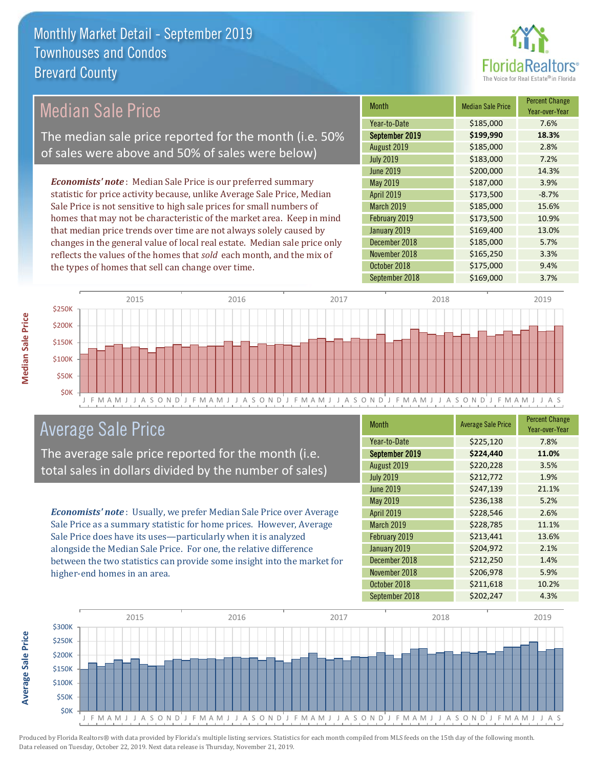# Monthly Market Detail - September 2019
## Townhouses and Condos
## Brevard County

## Median Sale Price

The median sale price reported for the month (i.e. 50% of sales were above and 50% of sales were below)

***Economists' note***: Median Sale Price is our preferred summary statistic for price activity because, unlike Average Sale Price, Median Sale Price is not sensitive to high sale prices for small numbers of homes that may not be characteristic of the market area. Keep in mind that median price trends over time are not always solely caused by changes in the general value of local real estate. Median sale price only reflects the values of the homes that *sold* each month, and the mix of the types of homes that sell can change over time.

| Month | Median Sale Price | Percent Change Year-over-Year |
|---|---|---|
| Year-to-Date | $185,000 | 7.6% |
| **September 2019** | **$199,990** | **18.3%** |
| August 2019 | $185,000 | 2.8% |
| July 2019 | $183,000 | 7.2% |
| June 2019 | $200,000 | 14.3% |
| May 2019 | $187,000 | 3.9% |
| April 2019 | $173,500 | -8.7% |
| March 2019 | $185,000 | 15.6% |
| February 2019 | $173,500 | 10.9% |
| January 2019 | $169,400 | 13.0% |
| December 2018 | $185,000 | 5.7% |
| November 2018 | $165,250 | 3.3% |
| October 2018 | $175,000 | 9.4% |
| September 2018 | $169,000 | 3.7% |

## Average Sale Price

The average sale price reported for the month (i.e. total sales in dollars divided by the number of sales)

***Economists' note***: Usually, we prefer Median Sale Price over Average Sale Price as a summary statistic for home prices. However, Average Sale Price does have its uses—particularly when it is analyzed alongside the Median Sale Price. For one, the relative difference between the two statistics can provide some insight into the market for higher-end homes in an area.

| Month | Average Sale Price | Percent Change Year-over-Year |
|---|---|---|
| Year-to-Date | $225,120 | 7.8% |
| **September 2019** | **$224,440** | **11.0%** |
| August 2019 | $220,228 | 3.5% |
| July 2019 | $212,772 | 1.9% |
| June 2019 | $247,139 | 21.1% |
| May 2019 | $236,138 | 5.2% |
| April 2019 | $228,546 | 2.6% |
| March 2019 | $228,785 | 11.1% |
| February 2019 | $213,441 | 13.6% |
| January 2019 | $204,972 | 2.1% |
| December 2018 | $212,250 | 1.4% |
| November 2018 | $206,978 | 5.9% |
| October 2018 | $211,618 | 10.2% |
| September 2018 | $202,247 | 4.3% |

Produced by Florida Realtors® with data provided by Florida's multiple listing services. Statistics for each month compiled from MLS feeds on the 15th day of the following month. Data released on Tuesday, October 22, 2019. Next data release is Thursday, November 21, 2019.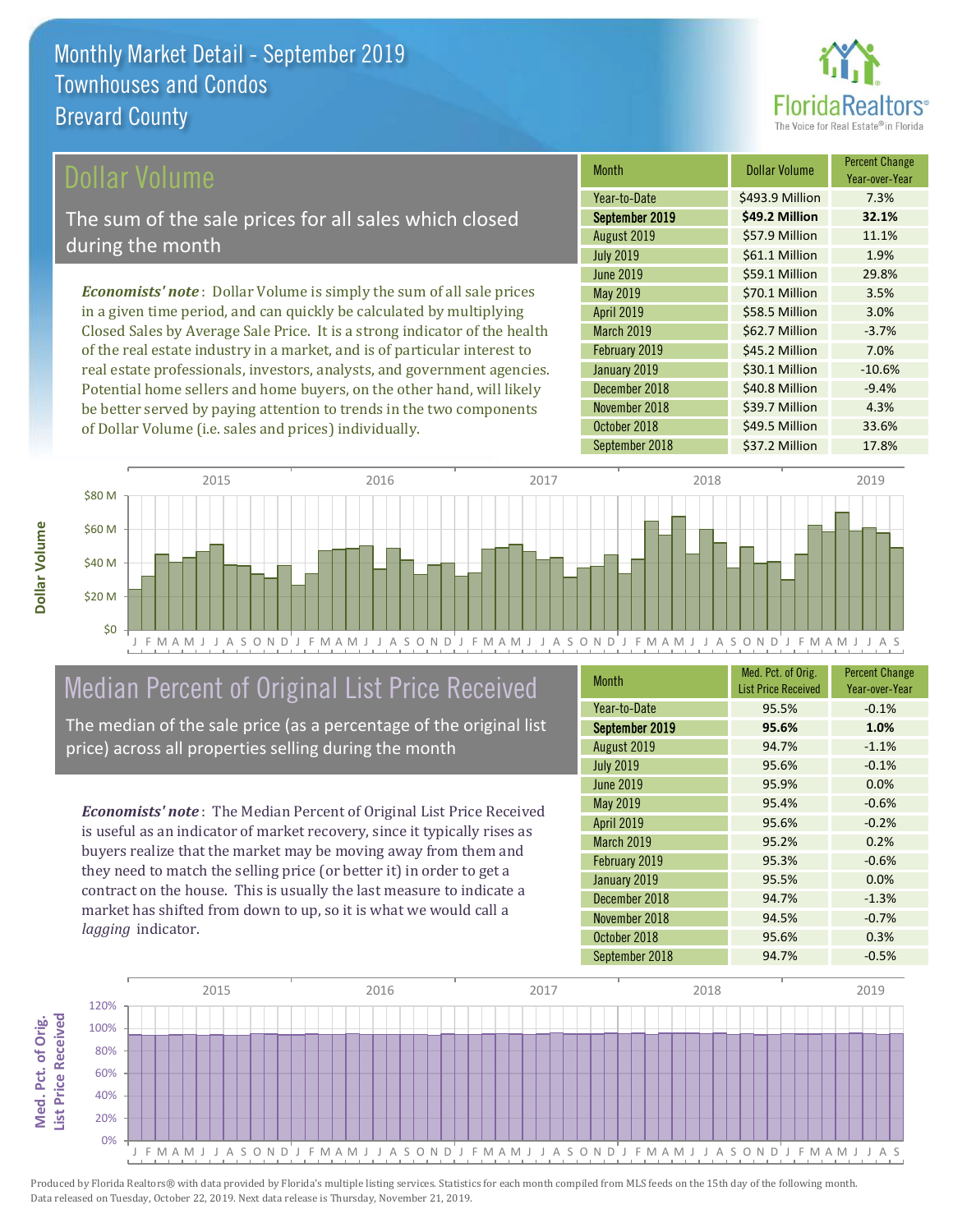# Monthly Market Detail - September 2019
## Townhouses and Condos
## Brevard County

## Dollar Volume

The sum of the sale prices for all sales which closed during the month

*Economists' note*: Dollar Volume is simply the sum of all sale prices in a given time period, and can quickly be calculated by multiplying Closed Sales by Average Sale Price. It is a strong indicator of the health of the real estate industry in a market, and is of particular interest to real estate professionals, investors, analysts, and government agencies. Potential home sellers and home buyers, on the other hand, will likely be better served by paying attention to trends in the two components of Dollar Volume (i.e. sales and prices) individually.

| Month | Dollar Volume | Percent Change Year-over-Year |
|---|---|---|
| Year-to-Date | $493.9 Million | 7.3% |
| **September 2019** | **$49.2 Million** | **32.1%** |
| August 2019 | $57.9 Million | 11.1% |
| July 2019 | $61.1 Million | 1.9% |
| June 2019 | $59.1 Million | 29.8% |
| May 2019 | $70.1 Million | 3.5% |
| April 2019 | $58.5 Million | 3.0% |
| March 2019 | $62.7 Million | -3.7% |
| February 2019 | $45.2 Million | 7.0% |
| January 2019 | $30.1 Million | -10.6% |
| December 2018 | $40.8 Million | -9.4% |
| November 2018 | $39.7 Million | 4.3% |
| October 2018 | $49.5 Million | 33.6% |
| September 2018 | $37.2 Million | 17.8% |

## Median Percent of Original List Price Received

The median of the sale price (as a percentage of the original list price) across all properties selling during the month

*Economists' note*: The Median Percent of Original List Price Received is useful as an indicator of market recovery, since it typically rises as buyers realize that the market may be moving away from them and they need to match the selling price (or better it) in order to get a contract on the house. This is usually the last measure to indicate a market has shifted from down to up, so it is what we would call a *lagging* indicator.

| Month | Med. Pct. of Orig. List Price Received | Percent Change Year-over-Year |
|---|---|---|
| Year-to-Date | 95.5% | -0.1% |
| **September 2019** | **95.6%** | **1.0%** |
| August 2019 | 94.7% | -1.1% |
| July 2019 | 95.6% | -0.1% |
| June 2019 | 95.9% | 0.0% |
| May 2019 | 95.4% | -0.6% |
| April 2019 | 95.6% | -0.2% |
| March 2019 | 95.2% | 0.2% |
| February 2019 | 95.3% | -0.6% |
| January 2019 | 95.5% | 0.0% |
| December 2018 | 94.7% | -1.3% |
| November 2018 | 94.5% | -0.7% |
| October 2018 | 95.6% | 0.3% |
| September 2018 | 94.7% | -0.5% |

Produced by Florida Realtors® with data provided by Florida's multiple listing services. Statistics for each month compiled from MLS feeds on the 15th day of the following month. Data released on Tuesday, October 22, 2019. Next data release is Thursday, November 21, 2019.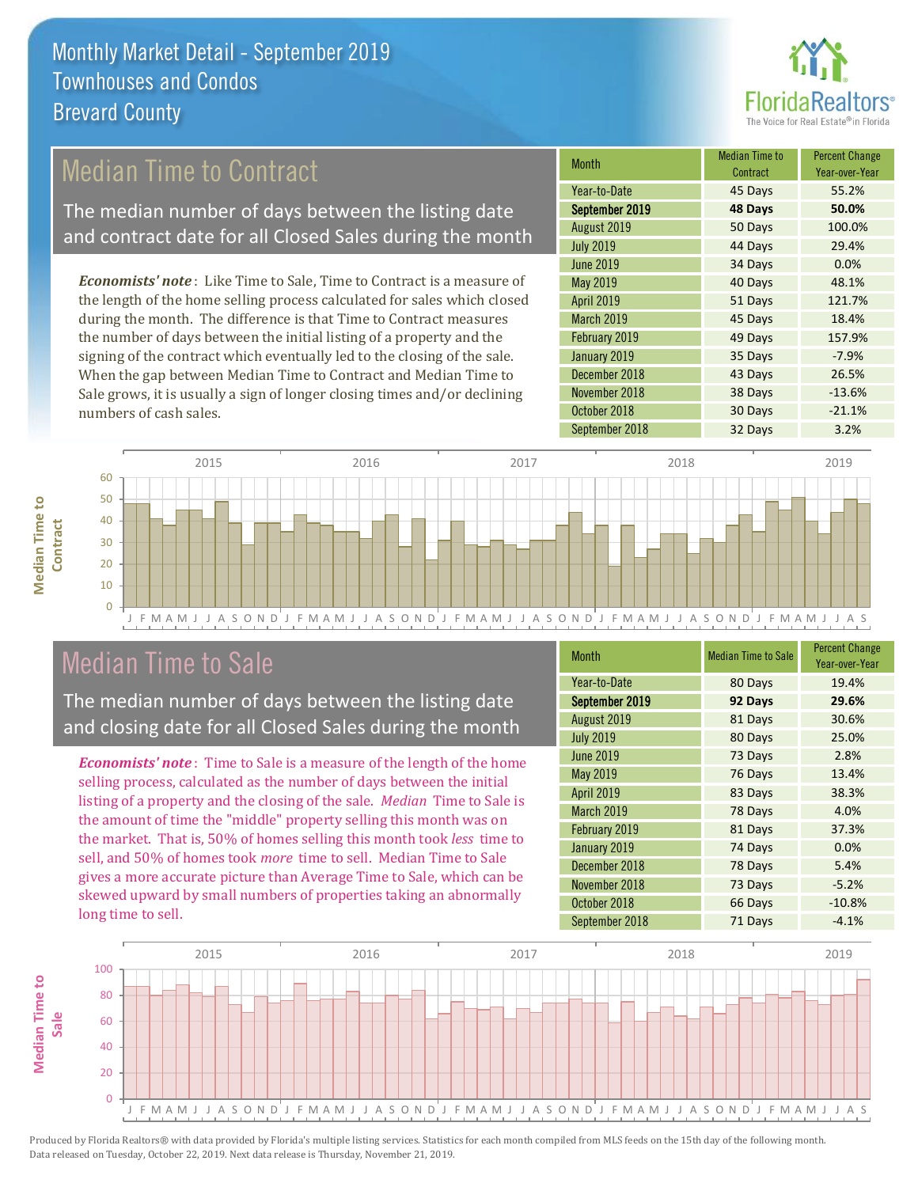# Monthly Market Detail - September 2019
## Townhouses and Condos
## Brevard County

## Median Time to Contract

The median number of days between the listing date and contract date for all Closed Sales during the month

*Economists' note*: Like Time to Sale, Time to Contract is a measure of the length of the home selling process calculated for sales which closed during the month. The difference is that Time to Contract measures the number of days between the initial listing of a property and the signing of the contract which eventually led to the closing of the sale. When the gap between Median Time to Contract and Median Time to Sale grows, it is usually a sign of longer closing times and/or declining numbers of cash sales.

| Month | Median Time to Contract | Percent Change Year-over-Year |
|---|---|---|
| Year-to-Date | 45 Days | 55.2% |
| **September 2019** | **48 Days** | **50.0%** |
| August 2019 | 50 Days | 100.0% |
| July 2019 | 44 Days | 29.4% |
| June 2019 | 34 Days | 0.0% |
| May 2019 | 40 Days | 48.1% |
| April 2019 | 51 Days | 121.7% |
| March 2019 | 45 Days | 18.4% |
| February 2019 | 49 Days | 157.9% |
| January 2019 | 35 Days | -7.9% |
| December 2018 | 43 Days | 26.5% |
| November 2018 | 38 Days | -13.6% |
| October 2018 | 30 Days | -21.1% |
| September 2018 | 32 Days | 3.2% |

## Median Time to Sale

The median number of days between the listing date and closing date for all Closed Sales during the month

*Economists' note*: Time to Sale is a measure of the length of the home selling process, calculated as the number of days between the initial listing of a property and the closing of the sale. *Median* Time to Sale is the amount of time the "middle" property selling this month was on the market. That is, 50% of homes selling this month took *less* time to sell, and 50% of homes took *more* time to sell. Median Time to Sale gives a more accurate picture than Average Time to Sale, which can be skewed upward by small numbers of properties taking an abnormally long time to sell.

| Month | Median Time to Sale | Percent Change Year-over-Year |
|---|---|---|
| Year-to-Date | 80 Days | 19.4% |
| **September 2019** | **92 Days** | **29.6%** |
| August 2019 | 81 Days | 30.6% |
| July 2019 | 80 Days | 25.0% |
| June 2019 | 73 Days | 2.8% |
| May 2019 | 76 Days | 13.4% |
| April 2019 | 83 Days | 38.3% |
| March 2019 | 78 Days | 4.0% |
| February 2019 | 81 Days | 37.3% |
| January 2019 | 74 Days | 0.0% |
| December 2018 | 78 Days | 5.4% |
| November 2018 | 73 Days | -5.2% |
| October 2018 | 66 Days | -10.8% |
| September 2018 | 71 Days | -4.1% |

Produced by Florida Realtors® with data provided by Florida's multiple listing services. Statistics for each month compiled from MLS feeds on the 15th day of the following month. Data released on Tuesday, October 22, 2019. Next data release is Thursday, November 21, 2019.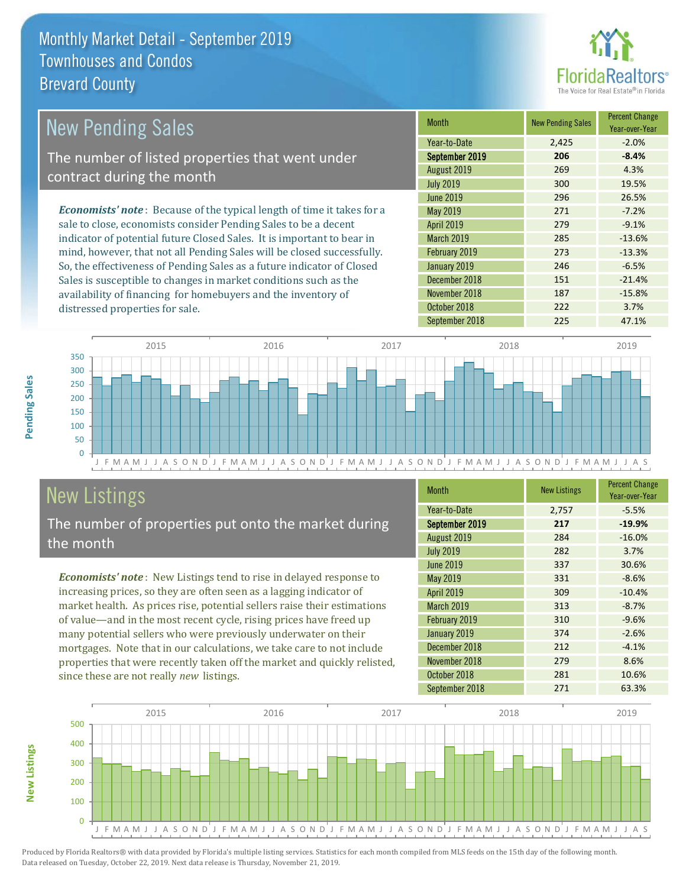# Monthly Market Detail - September 2019
## Townhouses and Condos
## Brevard County

## New Pending Sales

The number of listed properties that went under contract during the month

*Economists' note*: Because of the typical length of time it takes for a sale to close, economists consider Pending Sales to be a decent indicator of potential future Closed Sales. It is important to bear in mind, however, that not all Pending Sales will be closed successfully. So, the effectiveness of Pending Sales as a future indicator of Closed Sales is susceptible to changes in market conditions such as the availability of financing for homebuyers and the inventory of distressed properties for sale.

| Month | New Pending Sales | Percent Change Year-over-Year |
|---|---|---|
| Year-to-Date | 2,425 | -2.0% |
| **September 2019** | **206** | **-8.4%** |
| August 2019 | 269 | 4.3% |
| July 2019 | 300 | 19.5% |
| June 2019 | 296 | 26.5% |
| May 2019 | 271 | -7.2% |
| April 2019 | 279 | -9.1% |
| March 2019 | 285 | -13.6% |
| February 2019 | 273 | -13.3% |
| January 2019 | 246 | -6.5% |
| December 2018 | 151 | -21.4% |
| November 2018 | 187 | -15.8% |
| October 2018 | 222 | 3.7% |
| September 2018 | 225 | 47.1% |

## New Listings

The number of properties put onto the market during the month

*Economists' note*: New Listings tend to rise in delayed response to increasing prices, so they are often seen as a lagging indicator of market health. As prices rise, potential sellers raise their estimations of value—and in the most recent cycle, rising prices have freed up many potential sellers who were previously underwater on their mortgages. Note that in our calculations, we take care to not include properties that were recently taken off the market and quickly relisted, since these are not really *new* listings.

| Month | New Listings | Percent Change Year-over-Year |
|---|---|---|
| Year-to-Date | 2,757 | -5.5% |
| **September 2019** | **217** | **-19.9%** |
| August 2019 | 284 | -16.0% |
| July 2019 | 282 | 3.7% |
| June 2019 | 337 | 30.6% |
| May 2019 | 331 | -8.6% |
| April 2019 | 309 | -10.4% |
| March 2019 | 313 | -8.7% |
| February 2019 | 310 | -9.6% |
| January 2019 | 374 | -2.6% |
| December 2018 | 212 | -4.1% |
| November 2018 | 279 | 8.6% |
| October 2018 | 281 | 10.6% |
| September 2018 | 271 | 63.3% |

Produced by Florida Realtors® with data provided by Florida's multiple listing services. Statistics for each month compiled from MLS feeds on the 15th day of the following month. Data released on Tuesday, October 22, 2019. Next data release is Thursday, November 21, 2019.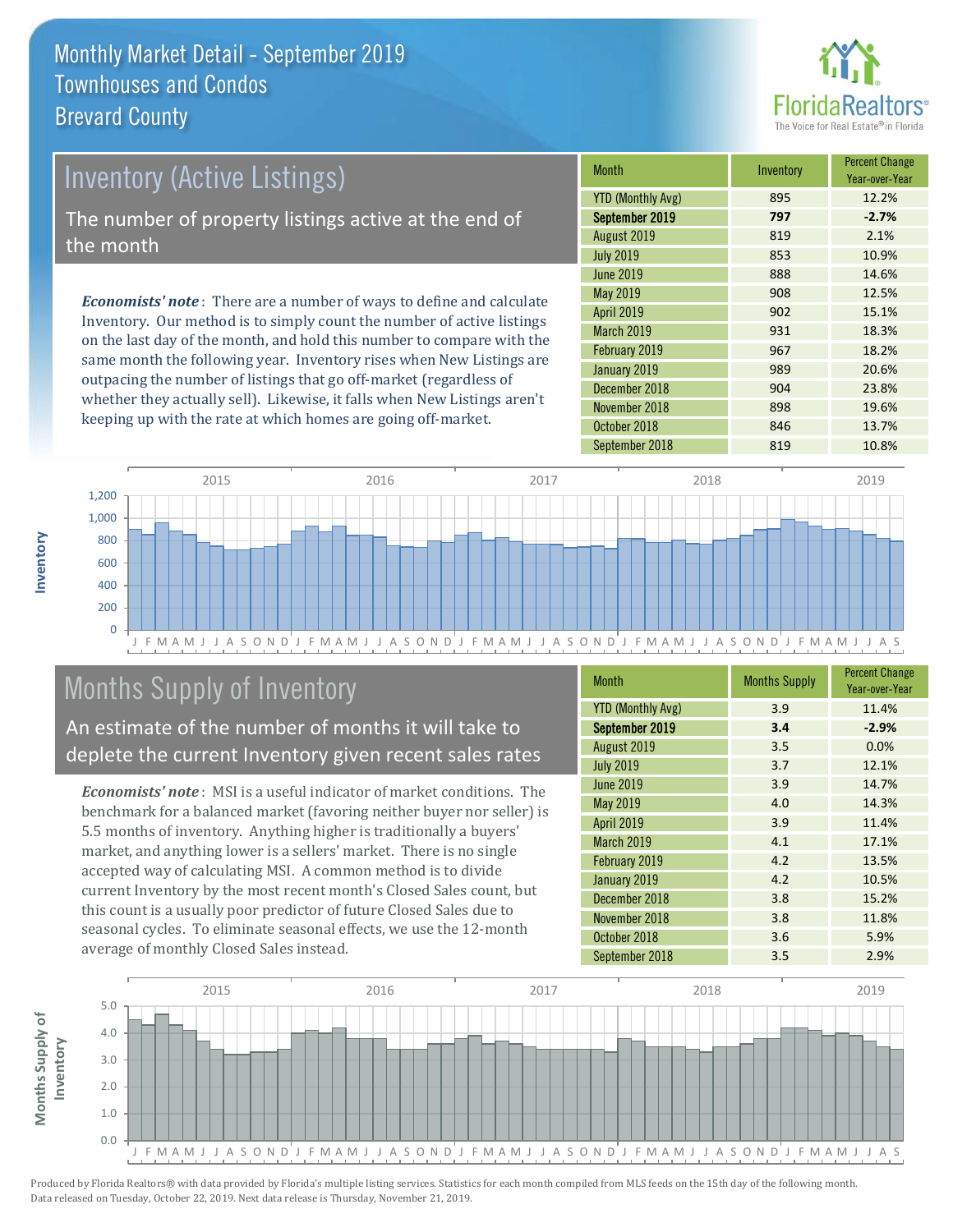# Monthly Market Detail - September 2019
## Townhouses and Condos
## Brevard County

## Inventory (Active Listings)

The number of property listings active at the end of the month

*Economists' note*: There are a number of ways to define and calculate Inventory. Our method is to simply count the number of active listings on the last day of the month, and hold this number to compare with the same month the following year. Inventory rises when New Listings are outpacing the number of listings that go off-market (regardless of whether they actually sell). Likewise, it falls when New Listings aren't keeping up with the rate at which homes are going off-market.

| Month | Inventory | Percent Change Year-over-Year |
|---|---|---|
| YTD (Monthly Avg) | 895 | 12.2% |
| **September 2019** | **797** | **-2.7%** |
| August 2019 | 819 | 2.1% |
| July 2019 | 853 | 10.9% |
| June 2019 | 888 | 14.6% |
| May 2019 | 908 | 12.5% |
| April 2019 | 902 | 15.1% |
| March 2019 | 931 | 18.3% |
| February 2019 | 967 | 18.2% |
| January 2019 | 989 | 20.6% |
| December 2018 | 904 | 23.8% |
| November 2018 | 898 | 19.6% |
| October 2018 | 846 | 13.7% |
| September 2018 | 819 | 10.8% |

## Months Supply of Inventory

An estimate of the number of months it will take to deplete the current Inventory given recent sales rates

*Economists' note*: MSI is a useful indicator of market conditions. The benchmark for a balanced market (favoring neither buyer nor seller) is 5.5 months of inventory. Anything higher is traditionally a buyers' market, and anything lower is a sellers' market. There is no single accepted way of calculating MSI. A common method is to divide current Inventory by the most recent month's Closed Sales count, but this count is a usually poor predictor of future Closed Sales due to seasonal cycles. To eliminate seasonal effects, we use the 12-month average of monthly Closed Sales instead.

| Month | Months Supply | Percent Change Year-over-Year |
|---|---|---|
| YTD (Monthly Avg) | 3.9 | 11.4% |
| **September 2019** | **3.4** | **-2.9%** |
| August 2019 | 3.5 | 0.0% |
| July 2019 | 3.7 | 12.1% |
| June 2019 | 3.9 | 14.7% |
| May 2019 | 4.0 | 14.3% |
| April 2019 | 3.9 | 11.4% |
| March 2019 | 4.1 | 17.1% |
| February 2019 | 4.2 | 13.5% |
| January 2019 | 4.2 | 10.5% |
| December 2018 | 3.8 | 15.2% |
| November 2018 | 3.8 | 11.8% |
| October 2018 | 3.6 | 5.9% |
| September 2018 | 3.5 | 2.9% |

Produced by Florida Realtors® with data provided by Florida's multiple listing services. Statistics for each month compiled from MLS feeds on the 15th day of the following month. Data released on Tuesday, October 22, 2019. Next data release is Thursday, November 21, 2019.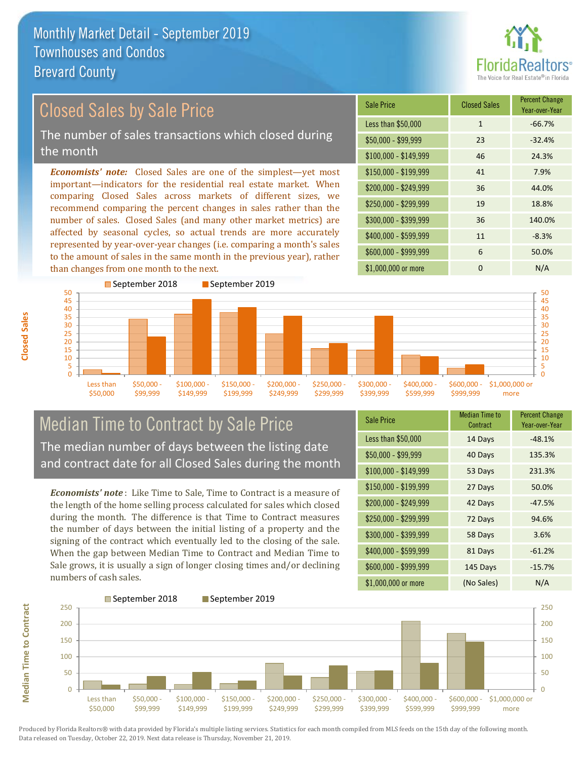# Monthly Market Detail - September 2019
## Townhouses and Condos
## Brevard County

## Closed Sales by Sale Price

The number of sales transactions which closed during the month

***Economists' note:*** Closed Sales are one of the simplest—yet most important—indicators for the residential real estate market. When comparing Closed Sales across markets of different sizes, we recommend comparing the percent changes in sales rather than the number of sales. Closed Sales (and many other market metrics) are affected by seasonal cycles, so actual trends are more accurately represented by year-over-year changes (i.e. comparing a month's sales to the amount of sales in the same month in the previous year), rather than changes from one month to the next.

| Sale Price | Closed Sales | Percent Change Year-over-Year |
|---|---|---|
| Less than $50,000 | 1 | -66.7% |
| $50,000 - $99,999 | 23 | -32.4% |
| $100,000 - $149,999 | 46 | 24.3% |
| $150,000 - $199,999 | 41 | 7.9% |
| $200,000 - $249,999 | 36 | 44.0% |
| $250,000 - $299,999 | 19 | 18.8% |
| $300,000 - $399,999 | 36 | 140.0% |
| $400,000 - $599,999 | 11 | -8.3% |
| $600,000 - $999,999 | 6 | 50.0% |
| $1,000,000 or more | 0 | N/A |

## Median Time to Contract by Sale Price

The median number of days between the listing date and contract date for all Closed Sales during the month

***Economists' note***: Like Time to Sale, Time to Contract is a measure of the length of the home selling process calculated for sales which closed during the month. The difference is that Time to Contract measures the number of days between the initial listing of a property and the signing of the contract which eventually led to the closing of the sale. When the gap between Median Time to Contract and Median Time to Sale grows, it is usually a sign of longer closing times and/or declining numbers of cash sales.

| Sale Price | Median Time to Contract | Percent Change Year-over-Year |
|---|---|---|
| Less than $50,000 | 14 Days | -48.1% |
| $50,000 - $99,999 | 40 Days | 135.3% |
| $100,000 - $149,999 | 53 Days | 231.3% |
| $150,000 - $199,999 | 27 Days | 50.0% |
| $200,000 - $249,999 | 42 Days | -47.5% |
| $250,000 - $299,999 | 72 Days | 94.6% |
| $300,000 - $399,999 | 58 Days | 3.6% |
| $400,000 - $599,999 | 81 Days | -61.2% |
| $600,000 - $999,999 | 145 Days | -15.7% |
| $1,000,000 or more | (No Sales) | N/A |

Produced by Florida Realtors® with data provided by Florida's multiple listing services. Statistics for each month compiled from MLS feeds on the 15th day of the following month. Data released on Tuesday, October 22, 2019. Next data release is Thursday, November 21, 2019.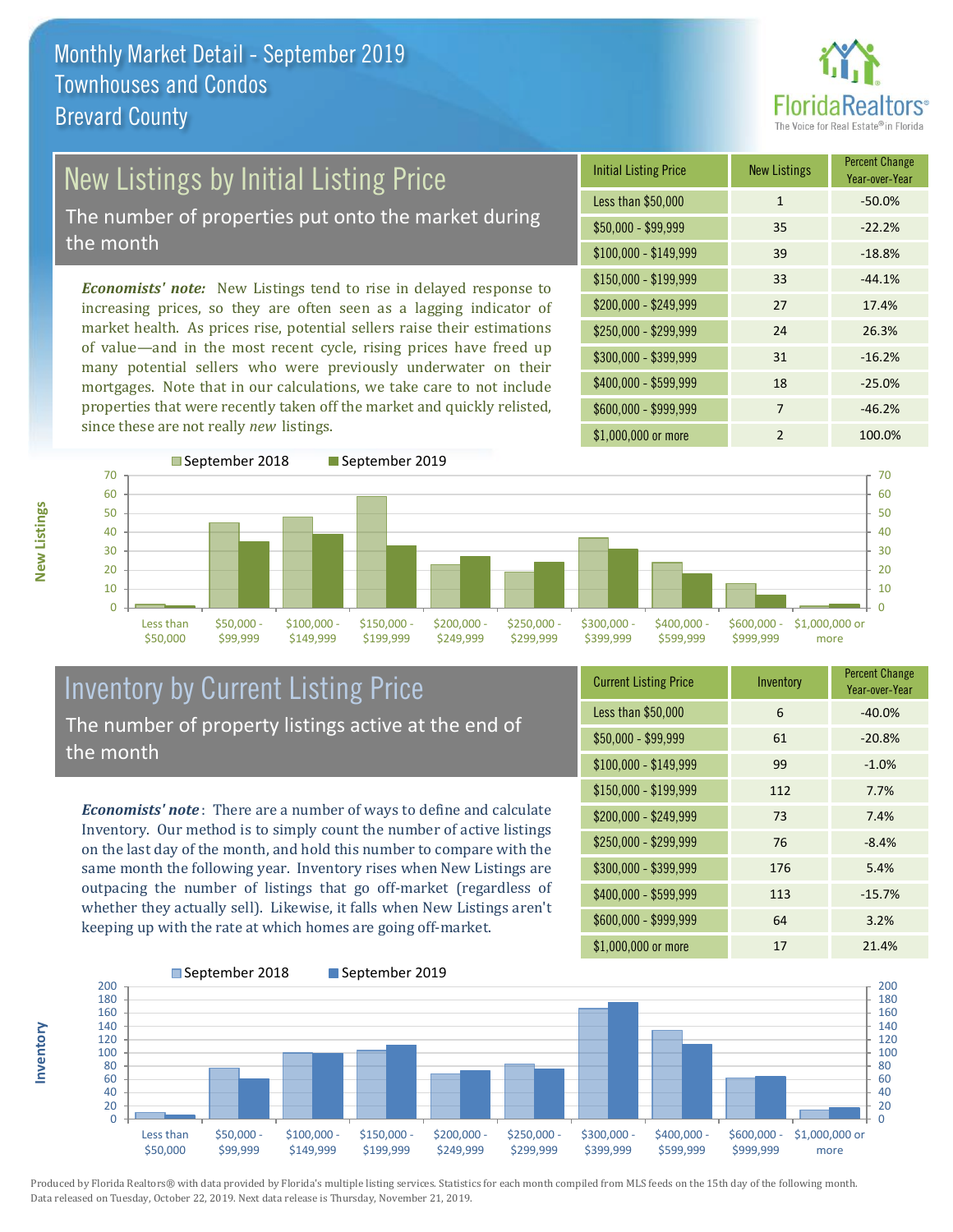# Monthly Market Detail - September 2019
## Townhouses and Condos
## Brevard County

## New Listings by Initial Listing Price

The number of properties put onto the market during the month

*Economists' note:* New Listings tend to rise in delayed response to increasing prices, so they are often seen as a lagging indicator of market health. As prices rise, potential sellers raise their estimations of value—and in the most recent cycle, rising prices have freed up many potential sellers who were previously underwater on their mortgages. Note that in our calculations, we take care to not include properties that were recently taken off the market and quickly relisted, since these are not really *new* listings.

| Initial Listing Price | New Listings | Percent Change Year-over-Year |
|---|---|---|
| Less than $50,000 | 1 | -50.0% |
| $50,000 - $99,999 | 35 | -22.2% |
| $100,000 - $149,999 | 39 | -18.8% |
| $150,000 - $199,999 | 33 | -44.1% |
| $200,000 - $249,999 | 27 | 17.4% |
| $250,000 - $299,999 | 24 | 26.3% |
| $300,000 - $399,999 | 31 | -16.2% |
| $400,000 - $599,999 | 18 | -25.0% |
| $600,000 - $999,999 | 7 | -46.2% |
| $1,000,000 or more | 2 | 100.0% |

## Inventory by Current Listing Price

The number of property listings active at the end of the month

*Economists' note*: There are a number of ways to define and calculate Inventory. Our method is to simply count the number of active listings on the last day of the month, and hold this number to compare with the same month the following year. Inventory rises when New Listings are outpacing the number of listings that go off-market (regardless of whether they actually sell). Likewise, it falls when New Listings aren't keeping up with the rate at which homes are going off-market.

| Current Listing Price | Inventory | Percent Change Year-over-Year |
|---|---|---|
| Less than $50,000 | 6 | -40.0% |
| $50,000 - $99,999 | 61 | -20.8% |
| $100,000 - $149,999 | 99 | -1.0% |
| $150,000 - $199,999 | 112 | 7.7% |
| $200,000 - $249,999 | 73 | 7.4% |
| $250,000 - $299,999 | 76 | -8.4% |
| $300,000 - $399,999 | 176 | 5.4% |
| $400,000 - $599,999 | 113 | -15.7% |
| $600,000 - $999,999 | 64 | 3.2% |
| $1,000,000 or more | 17 | 21.4% |

Produced by Florida Realtors® with data provided by Florida's multiple listing services. Statistics for each month compiled from MLS feeds on the 15th day of the following month. Data released on Tuesday, October 22, 2019. Next data release is Thursday, November 21, 2019.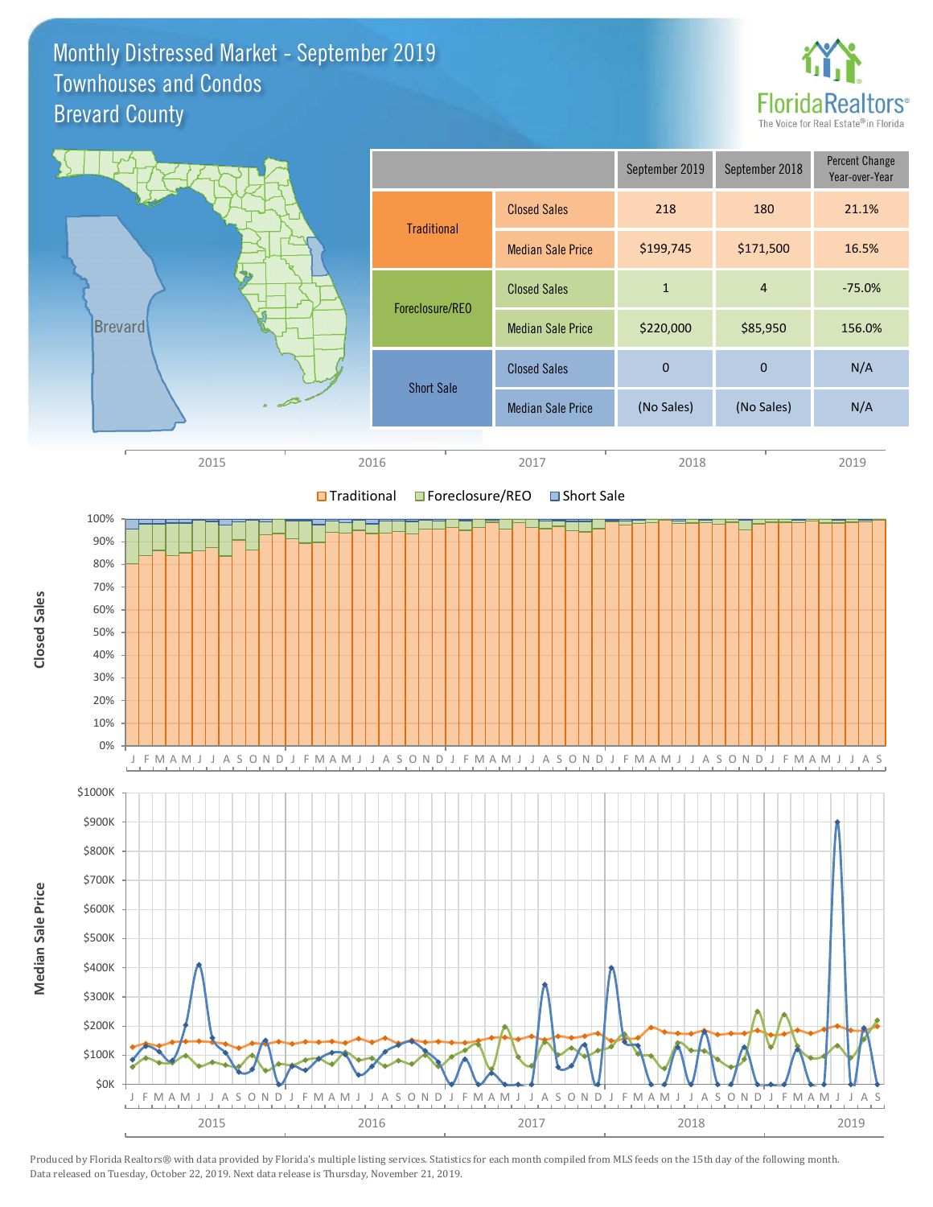# Monthly Distressed Market - September 2019
## Townhouses and Condos
## Brevard County

FloridaRealtors® The Voice for Real Estate® in Florida

Brevard

| | | September 2019 | September 2018 | Percent Change Year-over-Year |
|---|---|---|---|---|
| Traditional | Closed Sales | 218 | 180 | 21.1% |
| | Median Sale Price | $199,745 | $171,500 | 16.5% |
| Foreclosure/REO | Closed Sales | 1 | 4 | -75.0% |
| | Median Sale Price | $220,000 | $85,950 | 156.0% |
| Short Sale | Closed Sales | 0 | 0 | N/A |
| | Median Sale Price | (No Sales) | (No Sales) | N/A |

2015 2016 2017 2018 2019

Traditional Foreclosure/REO Short Sale

Closed Sales

100% 90% 80% 70% 60% 50% 40% 30% 20% 10% 0%

J F M A M J J A S O N D J F M A M J J A S O N D J F M A M J J A S O N D J F M A M J J A S O N D J F M A M J J A S

Median Sale Price

$1000K $900K $800K $700K $600K $500K $400K $300K $200K $100K $0K

J F M A M J J A S O N D J F M A M J J A S O N D J F M A M J J A S O N D J F M A M J J A S O N D J F M A M J J A S

2015 2016 2017 2018 2019

Produced by Florida Realtors® with data provided by Florida's multiple listing services. Statistics for each month compiled from MLS feeds on the 15th day of the following month. Data released on Tuesday, October 22, 2019. Next data release is Thursday, November 21, 2019.